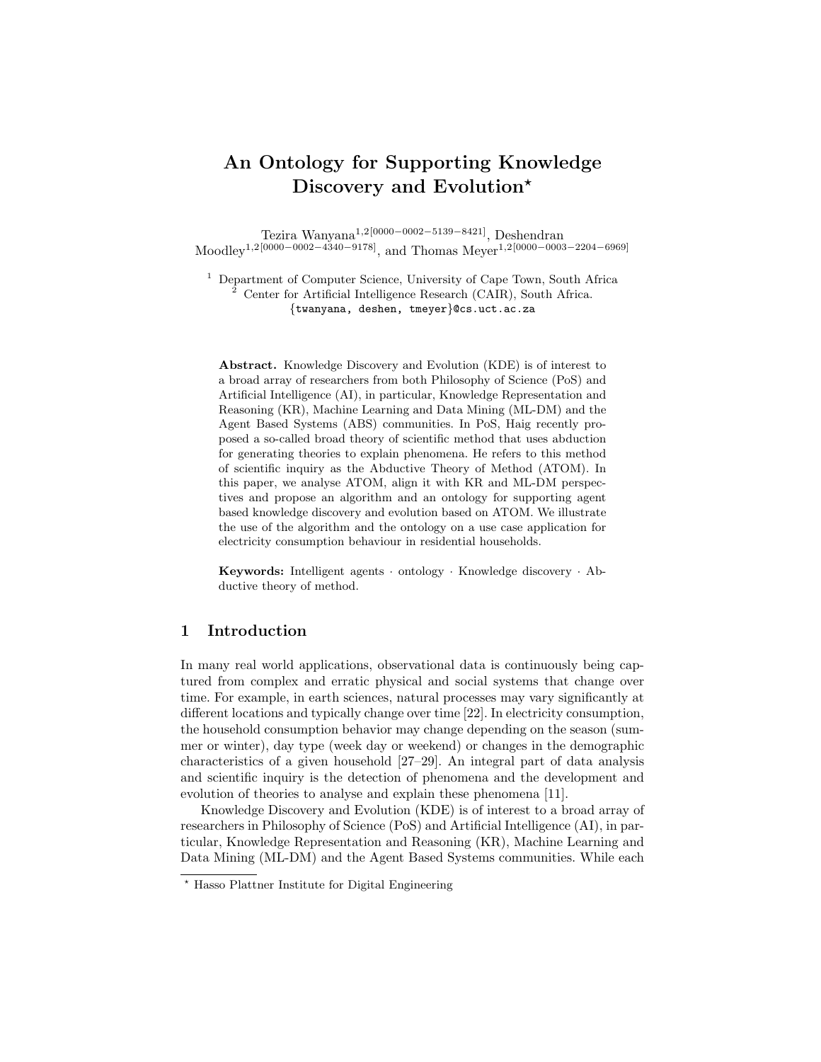# An Ontology for Supporting Knowledge Discovery and Evolution*

Tezira Wanyana[1,2][0000−0002−5139−8421], Deshendran Moodley[1,2][0000−0002−4340−9178], and Thomas Meyer[1,2][0000−0003−2204−6969]

[1] Department of Computer Science, University of Cape Town, South Africa
[2] Center for Artificial Intelligence Research (CAIR), South Africa.
{twanyana, deshen, tmeyer}@cs.uct.ac.za

**Abstract.** Knowledge Discovery and Evolution (KDE) is of interest to a broad array of researchers from both Philosophy of Science (PoS) and Artificial Intelligence (AI), in particular, Knowledge Representation and Reasoning (KR), Machine Learning and Data Mining (ML-DM) and the Agent Based Systems (ABS) communities. In PoS, Haig recently proposed a so-called broad theory of scientific method that uses abduction for generating theories to explain phenomena. He refers to this method of scientific inquiry as the Abductive Theory of Method (ATOM). In this paper, we analyse ATOM, align it with KR and ML-DM perspectives and propose an algorithm and an ontology for supporting agent based knowledge discovery and evolution based on ATOM. We illustrate the use of the algorithm and the ontology on a use case application for electricity consumption behaviour in residential households.

**Keywords:** Intelligent agents · ontology · Knowledge discovery · Abductive theory of method.

## 1 Introduction

In many real world applications, observational data is continuously being captured from complex and erratic physical and social systems that change over time. For example, in earth sciences, natural processes may vary significantly at different locations and typically change over time [22]. In electricity consumption, the household consumption behavior may change depending on the season (summer or winter), day type (week day or weekend) or changes in the demographic characteristics of a given household [27–29]. An integral part of data analysis and scientific inquiry is the detection of phenomena and the development and evolution of theories to analyse and explain these phenomena [11].

Knowledge Discovery and Evolution (KDE) is of interest to a broad array of researchers in Philosophy of Science (PoS) and Artificial Intelligence (AI), in particular, Knowledge Representation and Reasoning (KR), Machine Learning and Data Mining (ML-DM) and the Agent Based Systems communities. While each

* Hasso Plattner Institute for Digital Engineering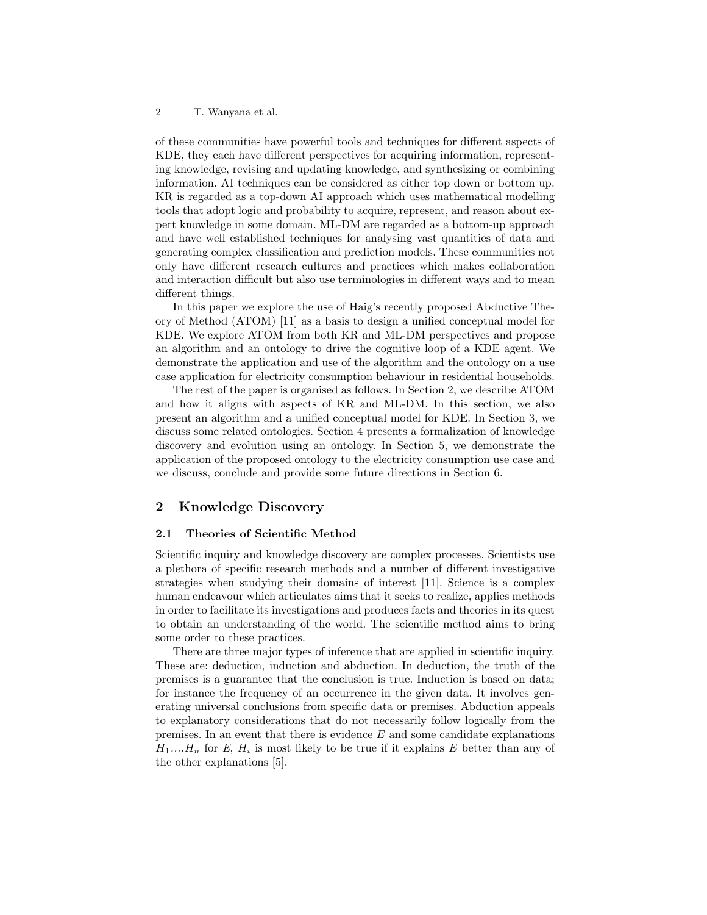of these communities have powerful tools and techniques for different aspects of KDE, they each have different perspectives for acquiring information, representing knowledge, revising and updating knowledge, and synthesizing or combining information. AI techniques can be considered as either top down or bottom up. KR is regarded as a top-down AI approach which uses mathematical modelling tools that adopt logic and probability to acquire, represent, and reason about expert knowledge in some domain. ML-DM are regarded as a bottom-up approach and have well established techniques for analysing vast quantities of data and generating complex classification and prediction models. These communities not only have different research cultures and practices which makes collaboration and interaction difficult but also use terminologies in different ways and to mean different things.

In this paper we explore the use of Haig's recently proposed Abductive Theory of Method (ATOM) [11] as a basis to design a unified conceptual model for KDE. We explore ATOM from both KR and ML-DM perspectives and propose an algorithm and an ontology to drive the cognitive loop of a KDE agent. We demonstrate the application and use of the algorithm and the ontology on a use case application for electricity consumption behaviour in residential households.

The rest of the paper is organised as follows. In Section 2, we describe ATOM and how it aligns with aspects of KR and ML-DM. In this section, we also present an algorithm and a unified conceptual model for KDE. In Section 3, we discuss some related ontologies. Section 4 presents a formalization of knowledge discovery and evolution using an ontology. In Section 5, we demonstrate the application of the proposed ontology to the electricity consumption use case and we discuss, conclude and provide some future directions in Section 6.

## 2 Knowledge Discovery

### 2.1 Theories of Scientific Method

Scientific inquiry and knowledge discovery are complex processes. Scientists use a plethora of specific research methods and a number of different investigative strategies when studying their domains of interest [11]. Science is a complex human endeavour which articulates aims that it seeks to realize, applies methods in order to facilitate its investigations and produces facts and theories in its quest to obtain an understanding of the world. The scientific method aims to bring some order to these practices.

There are three major types of inference that are applied in scientific inquiry. These are: deduction, induction and abduction. In deduction, the truth of the premises is a guarantee that the conclusion is true. Induction is based on data; for instance the frequency of an occurrence in the given data. It involves generating universal conclusions from specific data or premises. Abduction appeals to explanatory considerations that do not necessarily follow logically from the premises. In an event that there is evidence $E$ and some candidate explanations $H_1 \dots H_n$ for $E$, $H_i$ is most likely to be true if it explains $E$ better than any of the other explanations [5].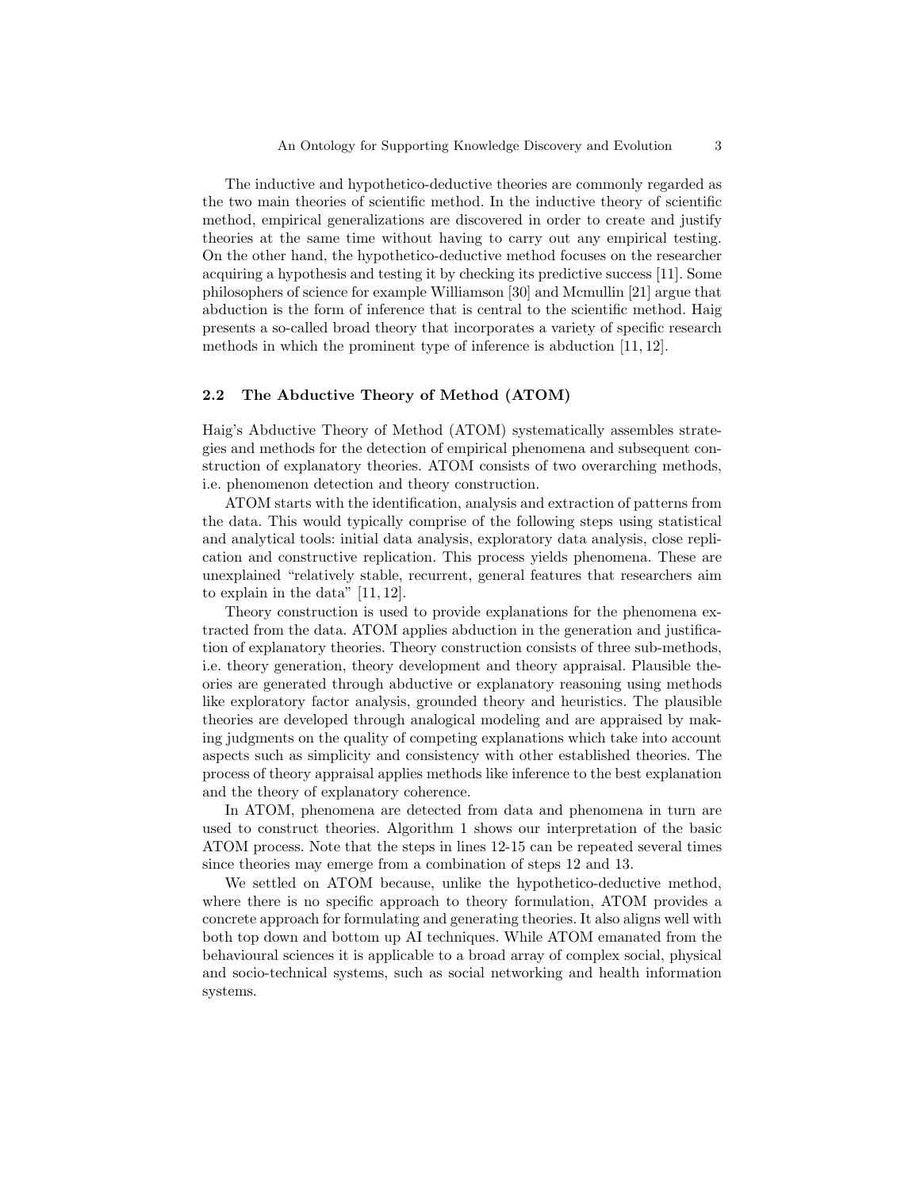The inductive and hypothetico-deductive theories are commonly regarded as the two main theories of scientific method. In the inductive theory of scientific method, empirical generalizations are discovered in order to create and justify theories at the same time without having to carry out any empirical testing. On the other hand, the hypothetico-deductive method focuses on the researcher acquiring a hypothesis and testing it by checking its predictive success [11]. Some philosophers of science for example Williamson [30] and Mcmullin [21] argue that abduction is the form of inference that is central to the scientific method. Haig presents a so-called broad theory that incorporates a variety of specific research methods in which the prominent type of inference is abduction [11, 12].

### 2.2 The Abductive Theory of Method (ATOM)

Haig's Abductive Theory of Method (ATOM) systematically assembles strategies and methods for the detection of empirical phenomena and subsequent construction of explanatory theories. ATOM consists of two overarching methods, i.e. phenomenon detection and theory construction.

ATOM starts with the identification, analysis and extraction of patterns from the data. This would typically comprise of the following steps using statistical and analytical tools: initial data analysis, exploratory data analysis, close replication and constructive replication. This process yields phenomena. These are unexplained "relatively stable, recurrent, general features that researchers aim to explain in the data" [11, 12].

Theory construction is used to provide explanations for the phenomena extracted from the data. ATOM applies abduction in the generation and justification of explanatory theories. Theory construction consists of three sub-methods, i.e. theory generation, theory development and theory appraisal. Plausible theories are generated through abductive or explanatory reasoning using methods like exploratory factor analysis, grounded theory and heuristics. The plausible theories are developed through analogical modeling and are appraised by making judgments on the quality of competing explanations which take into account aspects such as simplicity and consistency with other established theories. The process of theory appraisal applies methods like inference to the best explanation and the theory of explanatory coherence.

In ATOM, phenomena are detected from data and phenomena in turn are used to construct theories. Algorithm 1 shows our interpretation of the basic ATOM process. Note that the steps in lines 12-15 can be repeated several times since theories may emerge from a combination of steps 12 and 13.

We settled on ATOM because, unlike the hypothetico-deductive method, where there is no specific approach to theory formulation, ATOM provides a concrete approach for formulating and generating theories. It also aligns well with both top down and bottom up AI techniques. While ATOM emanated from the behavioural sciences it is applicable to a broad array of complex social, physical and socio-technical systems, such as social networking and health information systems.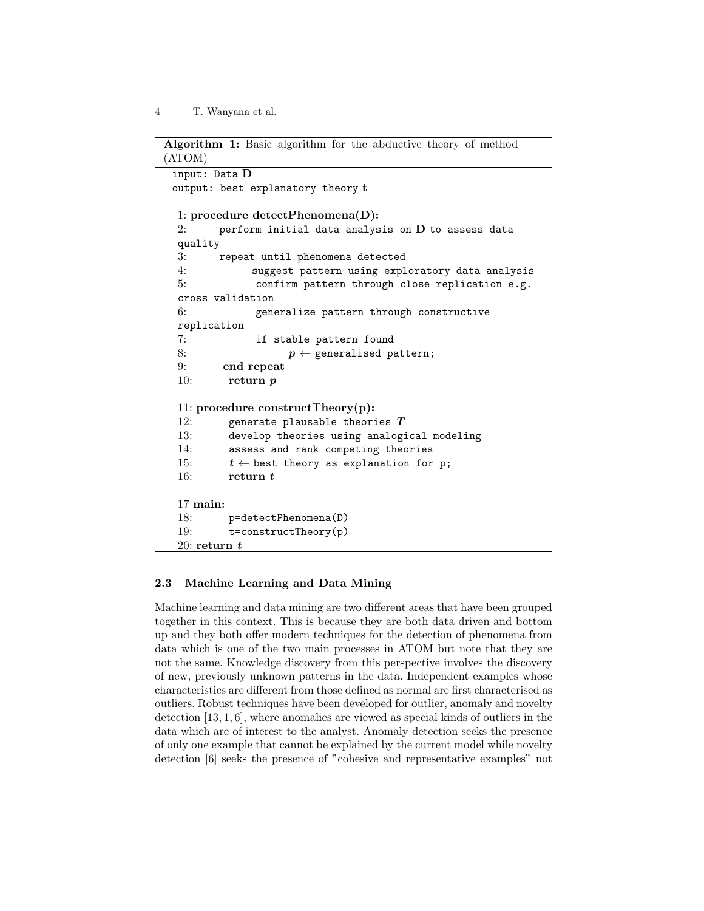**Algorithm 1:** Basic algorithm for the abductive theory of method (ATOM)

```
input: Data D
output: best explanatory theory t

 1: procedure detectPhenomena(D):
 2:     perform initial data analysis on D to assess data quality
 3:     repeat until phenomena detected
 4:         suggest pattern using exploratory data analysis
 5:         confirm pattern through close replication e.g. cross validation
 6:         generalize pattern through constructive replication
 7:         if stable pattern found
 8:             p ← generalised pattern;
 9:     end repeat
10:     return p

11: procedure constructTheory(p):
12:     generate plausable theories T
13:     develop theories using analogical modeling
14:     assess and rank competing theories
15:     t ← best theory as explanation for p;
16:     return t

17 main:
18:     p=detectPhenomena(D)
19:     t=constructTheory(p)
20: return t
```

### 2.3 Machine Learning and Data Mining

Machine learning and data mining are two different areas that have been grouped together in this context. This is because they are both data driven and bottom up and they both offer modern techniques for the detection of phenomena from data which is one of the two main processes in ATOM but note that they are not the same. Knowledge discovery from this perspective involves the discovery of new, previously unknown patterns in the data. Independent examples whose characteristics are different from those defined as normal are first characterised as outliers. Robust techniques have been developed for outlier, anomaly and novelty detection [13, 1, 6], where anomalies are viewed as special kinds of outliers in the data which are of interest to the analyst. Anomaly detection seeks the presence of only one example that cannot be explained by the current model while novelty detection [6] seeks the presence of "cohesive and representative examples" not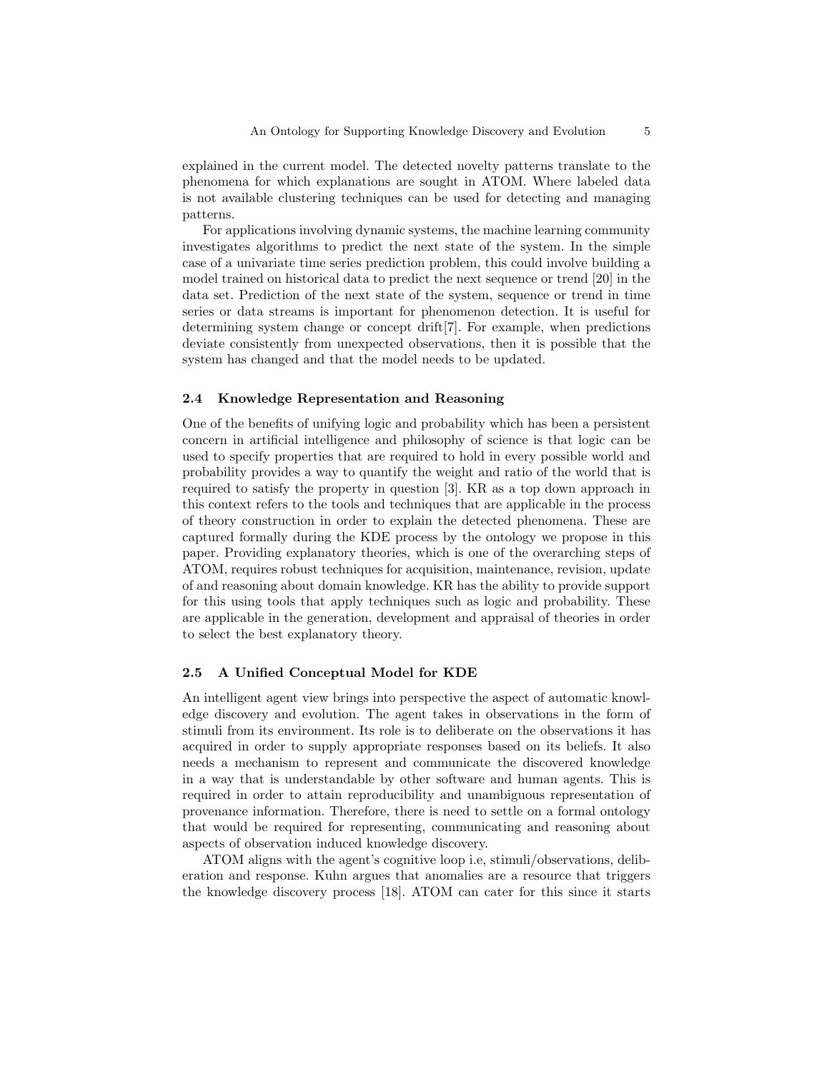explained in the current model. The detected novelty patterns translate to the phenomena for which explanations are sought in ATOM. Where labeled data is not available clustering techniques can be used for detecting and managing patterns.

For applications involving dynamic systems, the machine learning community investigates algorithms to predict the next state of the system. In the simple case of a univariate time series prediction problem, this could involve building a model trained on historical data to predict the next sequence or trend [20] in the data set. Prediction of the next state of the system, sequence or trend in time series or data streams is important for phenomenon detection. It is useful for determining system change or concept drift[7]. For example, when predictions deviate consistently from unexpected observations, then it is possible that the system has changed and that the model needs to be updated.

### 2.4 Knowledge Representation and Reasoning

One of the benefits of unifying logic and probability which has been a persistent concern in artificial intelligence and philosophy of science is that logic can be used to specify properties that are required to hold in every possible world and probability provides a way to quantify the weight and ratio of the world that is required to satisfy the property in question [3]. KR as a top down approach in this context refers to the tools and techniques that are applicable in the process of theory construction in order to explain the detected phenomena. These are captured formally during the KDE process by the ontology we propose in this paper. Providing explanatory theories, which is one of the overarching steps of ATOM, requires robust techniques for acquisition, maintenance, revision, update of and reasoning about domain knowledge. KR has the ability to provide support for this using tools that apply techniques such as logic and probability. These are applicable in the generation, development and appraisal of theories in order to select the best explanatory theory.

### 2.5 A Unified Conceptual Model for KDE

An intelligent agent view brings into perspective the aspect of automatic knowledge discovery and evolution. The agent takes in observations in the form of stimuli from its environment. Its role is to deliberate on the observations it has acquired in order to supply appropriate responses based on its beliefs. It also needs a mechanism to represent and communicate the discovered knowledge in a way that is understandable by other software and human agents. This is required in order to attain reproducibility and unambiguous representation of provenance information. Therefore, there is need to settle on a formal ontology that would be required for representing, communicating and reasoning about aspects of observation induced knowledge discovery.

ATOM aligns with the agent's cognitive loop i.e, stimuli/observations, deliberation and response. Kuhn argues that anomalies are a resource that triggers the knowledge discovery process [18]. ATOM can cater for this since it starts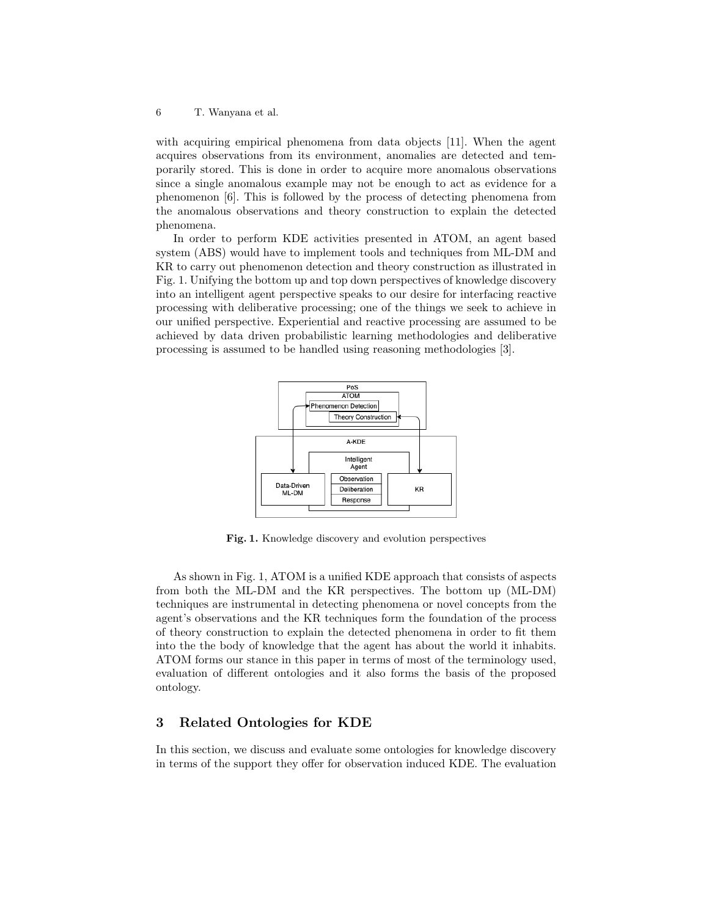with acquiring empirical phenomena from data objects [11]. When the agent acquires observations from its environment, anomalies are detected and temporarily stored. This is done in order to acquire more anomalous observations since a single anomalous example may not be enough to act as evidence for a phenomenon [6]. This is followed by the process of detecting phenomena from the anomalous observations and theory construction to explain the detected phenomena.

In order to perform KDE activities presented in ATOM, an agent based system (ABS) would have to implement tools and techniques from ML-DM and KR to carry out phenomenon detection and theory construction as illustrated in Fig. 1. Unifying the bottom up and top down perspectives of knowledge discovery into an intelligent agent perspective speaks to our desire for interfacing reactive processing with deliberative processing; one of the things we seek to achieve in our unified perspective. Experiential and reactive processing are assumed to be achieved by data driven probabilistic learning methodologies and deliberative processing is assumed to be handled using reasoning methodologies [3].

**Fig. 1.** Knowledge discovery and evolution perspectives

As shown in Fig. 1, ATOM is a unified KDE approach that consists of aspects from both the ML-DM and the KR perspectives. The bottom up (ML-DM) techniques are instrumental in detecting phenomena or novel concepts from the agent's observations and the KR techniques form the foundation of the process of theory construction to explain the detected phenomena in order to fit them into the the body of knowledge that the agent has about the world it inhabits. ATOM forms our stance in this paper in terms of most of the terminology used, evaluation of different ontologies and it also forms the basis of the proposed ontology.

## 3 Related Ontologies for KDE

In this section, we discuss and evaluate some ontologies for knowledge discovery in terms of the support they offer for observation induced KDE. The evaluation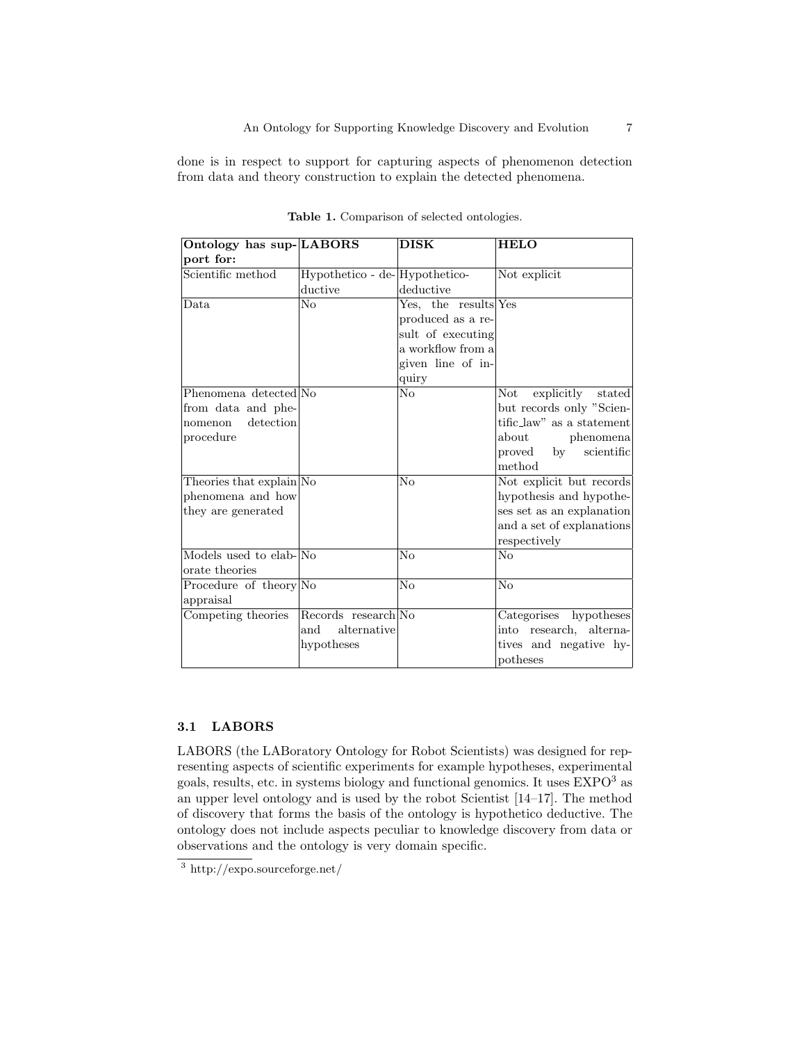done is in respect to support for capturing aspects of phenomenon detection from data and theory construction to explain the detected phenomena.

**Table 1.** Comparison of selected ontologies.

| Ontology has support for: | LABORS | DISK | HELO |
| --- | --- | --- | --- |
| Scientific method | Hypothetico - deductive | Hypothetico-deductive | Not explicit |
| Data | No | Yes, the results produced as a result of executing a workflow from a given line of inquiry | Yes |
| Phenomena detected from data and phenomenon detection procedure | No | No | Not explicitly stated but records only "Scientific_law" as a statement about phenomena proved by scientific method |
| Theories that explain phenomena and how they are generated | No | No | Not explicit but records hypothesis and hypotheses set as an explanation and a set of explanations respectively |
| Models used to elaborate theories | No | No | No |
| Procedure of theory appraisal | No | No | No |
| Competing theories | Records research and alternative hypotheses | No | Categorises hypotheses into research, alternatives and negative hypotheses |

### 3.1 LABORS

LABORS (the LABoratory Ontology for Robot Scientists) was designed for representing aspects of scientific experiments for example hypotheses, experimental goals, results, etc. in systems biology and functional genomics. It uses EXPO[3] as an upper level ontology and is used by the robot Scientist [14–17]. The method of discovery that forms the basis of the ontology is hypothetico deductive. The ontology does not include aspects peculiar to knowledge discovery from data or observations and the ontology is very domain specific.

[3] http://expo.sourceforge.net/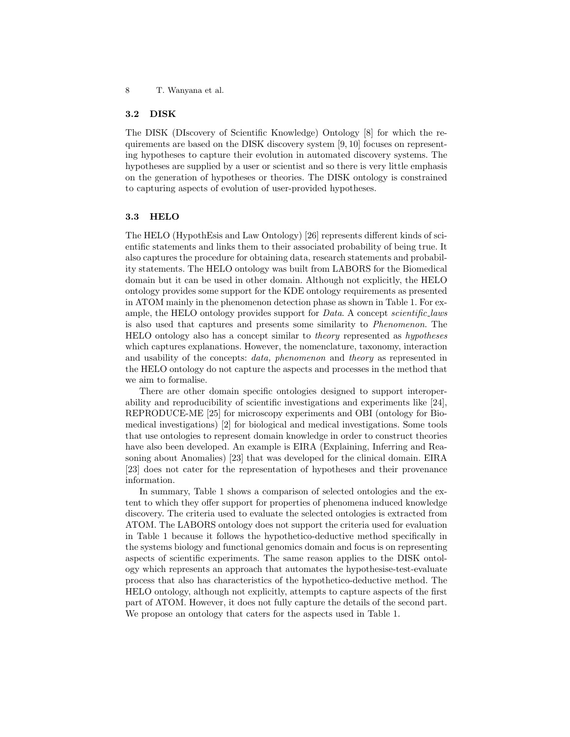### 3.2 DISK

The DISK (DIscovery of Scientific Knowledge) Ontology [8] for which the requirements are based on the DISK discovery system [9, 10] focuses on representing hypotheses to capture their evolution in automated discovery systems. The hypotheses are supplied by a user or scientist and so there is very little emphasis on the generation of hypotheses or theories. The DISK ontology is constrained to capturing aspects of evolution of user-provided hypotheses.

### 3.3 HELO

The HELO (HypothEsis and Law Ontology) [26] represents different kinds of scientific statements and links them to their associated probability of being true. It also captures the procedure for obtaining data, research statements and probability statements. The HELO ontology was built from LABORS for the Biomedical domain but it can be used in other domain. Although not explicitly, the HELO ontology provides some support for the KDE ontology requirements as presented in ATOM mainly in the phenomenon detection phase as shown in Table 1. For example, the HELO ontology provides support for *Data*. A concept *scientific_laws* is also used that captures and presents some similarity to *Phenomenon*. The HELO ontology also has a concept similar to *theory* represented as *hypotheses* which captures explanations. However, the nomenclature, taxonomy, interaction and usability of the concepts: *data, phenomenon* and *theory* as represented in the HELO ontology do not capture the aspects and processes in the method that we aim to formalise.

There are other domain specific ontologies designed to support interoperability and reproducibility of scientific investigations and experiments like [24], REPRODUCE-ME [25] for microscopy experiments and OBI (ontology for Biomedical investigations) [2] for biological and medical investigations. Some tools that use ontologies to represent domain knowledge in order to construct theories have also been developed. An example is EIRA (Explaining, Inferring and Reasoning about Anomalies) [23] that was developed for the clinical domain. EIRA [23] does not cater for the representation of hypotheses and their provenance information.

In summary, Table 1 shows a comparison of selected ontologies and the extent to which they offer support for properties of phenomena induced knowledge discovery. The criteria used to evaluate the selected ontologies is extracted from ATOM. The LABORS ontology does not support the criteria used for evaluation in Table 1 because it follows the hypothetico-deductive method specifically in the systems biology and functional genomics domain and focus is on representing aspects of scientific experiments. The same reason applies to the DISK ontology which represents an approach that automates the hypothesise-test-evaluate process that also has characteristics of the hypothetico-deductive method. The HELO ontology, although not explicitly, attempts to capture aspects of the first part of ATOM. However, it does not fully capture the details of the second part. We propose an ontology that caters for the aspects used in Table 1.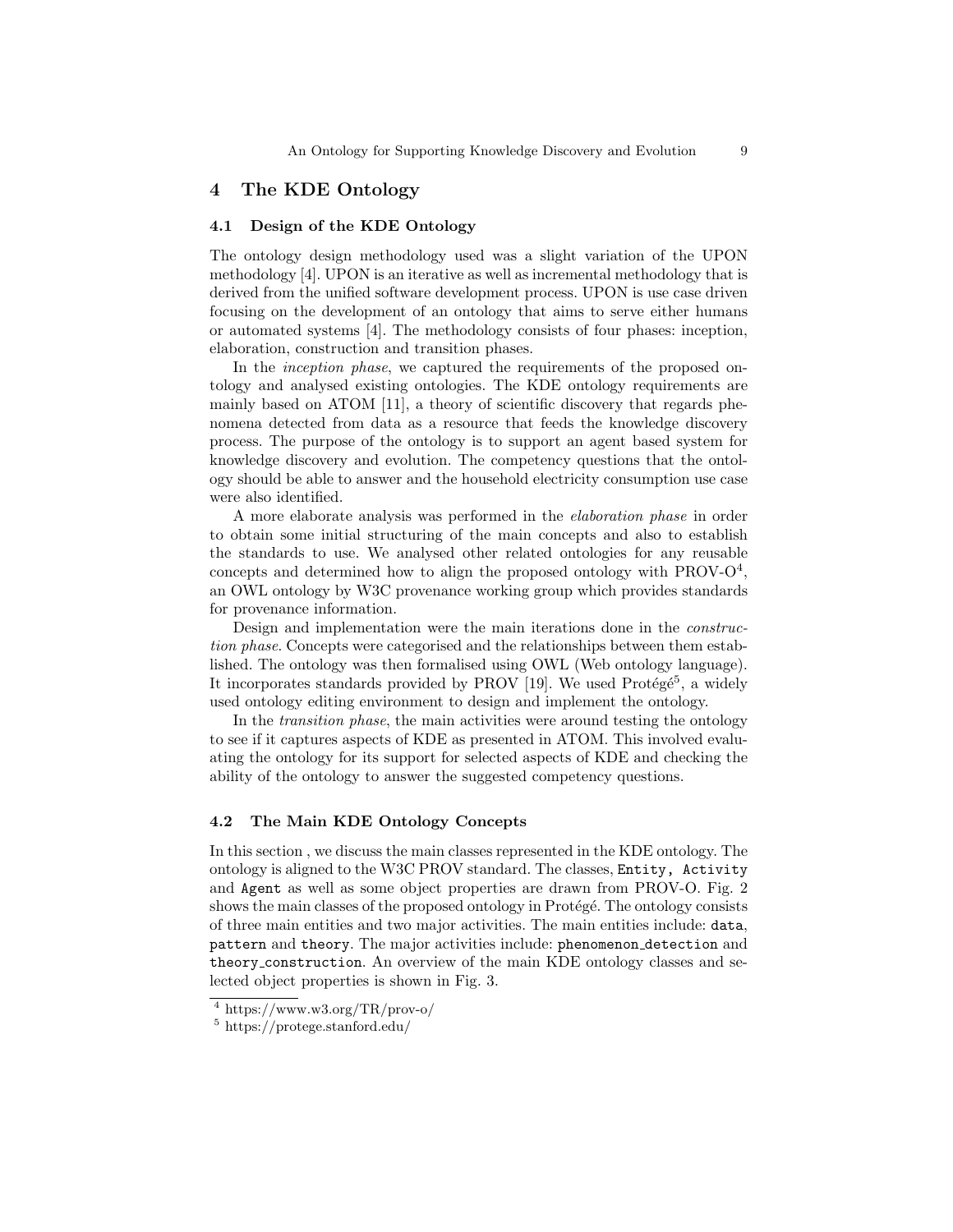## 4 The KDE Ontology

### 4.1 Design of the KDE Ontology

The ontology design methodology used was a slight variation of the UPON methodology [4]. UPON is an iterative as well as incremental methodology that is derived from the unified software development process. UPON is use case driven focusing on the development of an ontology that aims to serve either humans or automated systems [4]. The methodology consists of four phases: inception, elaboration, construction and transition phases.

In the *inception phase*, we captured the requirements of the proposed ontology and analysed existing ontologies. The KDE ontology requirements are mainly based on ATOM [11], a theory of scientific discovery that regards phenomena detected from data as a resource that feeds the knowledge discovery process. The purpose of the ontology is to support an agent based system for knowledge discovery and evolution. The competency questions that the ontology should be able to answer and the household electricity consumption use case were also identified.

A more elaborate analysis was performed in the *elaboration phase* in order to obtain some initial structuring of the main concepts and also to establish the standards to use. We analysed other related ontologies for any reusable concepts and determined how to align the proposed ontology with PROV-O[4], an OWL ontology by W3C provenance working group which provides standards for provenance information.

Design and implementation were the main iterations done in the *construction phase*. Concepts were categorised and the relationships between them established. The ontology was then formalised using OWL (Web ontology language). It incorporates standards provided by PROV [19]. We used Protégé[5], a widely used ontology editing environment to design and implement the ontology.

In the *transition phase*, the main activities were around testing the ontology to see if it captures aspects of KDE as presented in ATOM. This involved evaluating the ontology for its support for selected aspects of KDE and checking the ability of the ontology to answer the suggested competency questions.

### 4.2 The Main KDE Ontology Concepts

In this section , we discuss the main classes represented in the KDE ontology. The ontology is aligned to the W3C PROV standard. The classes, `Entity, Activity` and `Agent` as well as some object properties are drawn from PROV-O. Fig. 2 shows the main classes of the proposed ontology in Protégé. The ontology consists of three main entities and two major activities. The main entities include: `data`, `pattern` and `theory`. The major activities include: `phenomenon_detection` and `theory_construction`. An overview of the main KDE ontology classes and selected object properties is shown in Fig. 3.

[4] https://www.w3.org/TR/prov-o/

[5] https://protege.stanford.edu/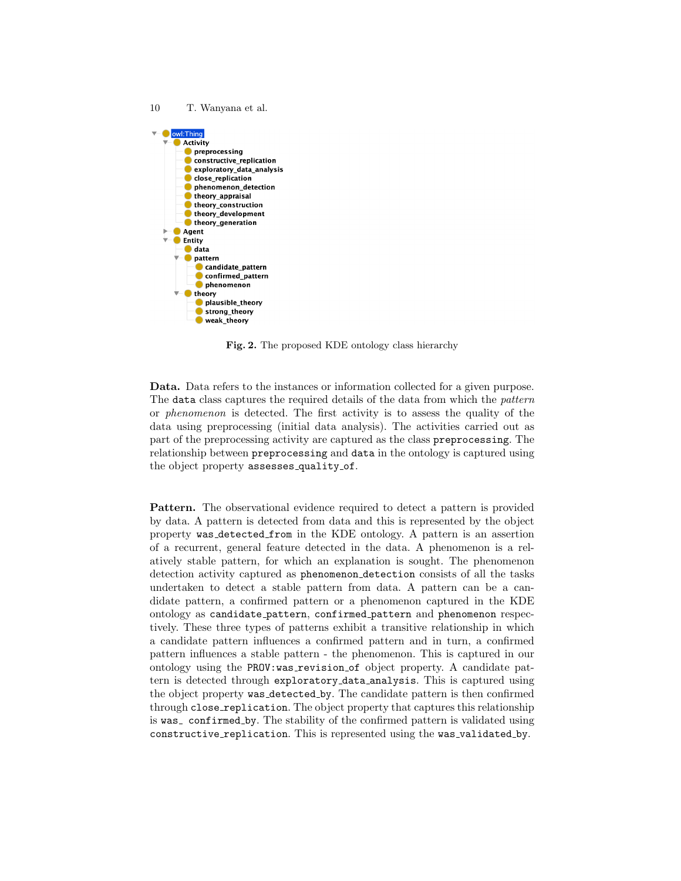```
owl:Thing
  Activity
    preprocessing
    constructive_replication
    exploratory_data_analysis
    close_replication
    phenomenon_detection
    theory_appraisal
    theory_construction
    theory_development
    theory_generation
  Agent
  Entity
    data
    pattern
      candidate_pattern
      confirmed_pattern
      phenomenon
    theory
      plausible_theory
      strong_theory
      weak_theory
```

**Fig. 2.** The proposed KDE ontology class hierarchy

**Data.** Data refers to the instances or information collected for a given purpose. The `data` class captures the required details of the data from which the *pattern* or *phenomenon* is detected. The first activity is to assess the quality of the data using preprocessing (initial data analysis). The activities carried out as part of the preprocessing activity are captured as the class `preprocessing`. The relationship between `preprocessing` and `data` in the ontology is captured using the object property `assesses_quality_of`.

**Pattern.** The observational evidence required to detect a pattern is provided by data. A pattern is detected from data and this is represented by the object property `was_detected_from` in the KDE ontology. A pattern is an assertion of a recurrent, general feature detected in the data. A phenomenon is a relatively stable pattern, for which an explanation is sought. The phenomenon detection activity captured as `phenomenon_detection` consists of all the tasks undertaken to detect a stable pattern from data. A pattern can be a candidate pattern, a confirmed pattern or a phenomenon captured in the KDE ontology as `candidate_pattern`, `confirmed_pattern` and `phenomenon` respectively. These three types of patterns exhibit a transitive relationship in which a candidate pattern influences a confirmed pattern and in turn, a confirmed pattern influences a stable pattern - the phenomenon. This is captured in our ontology using the `PROV:was_revision_of` object property. A candidate pattern is detected through `exploratory_data_analysis`. This is captured using the object property `was_detected_by`. The candidate pattern is then confirmed through `close_replication`. The object property that captures this relationship is `was_ confirmed_by`. The stability of the confirmed pattern is validated using `constructive_replication`. This is represented using the `was_validated_by`.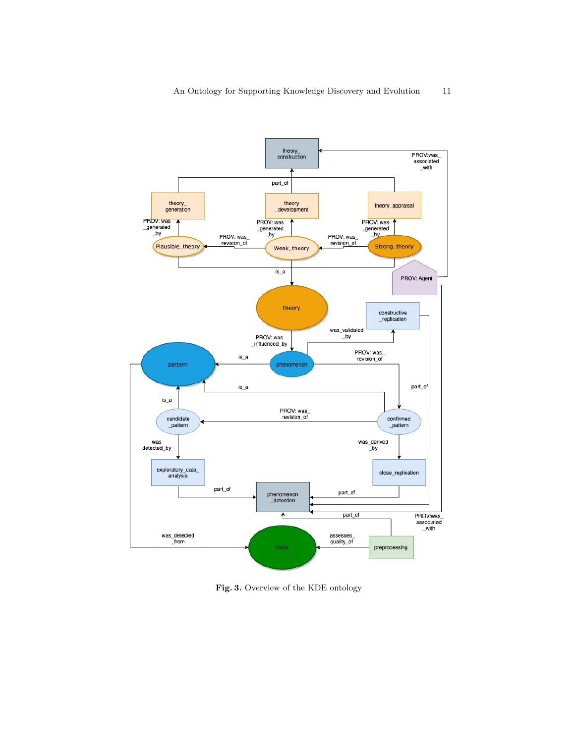Fig. 3. Overview of the KDE ontology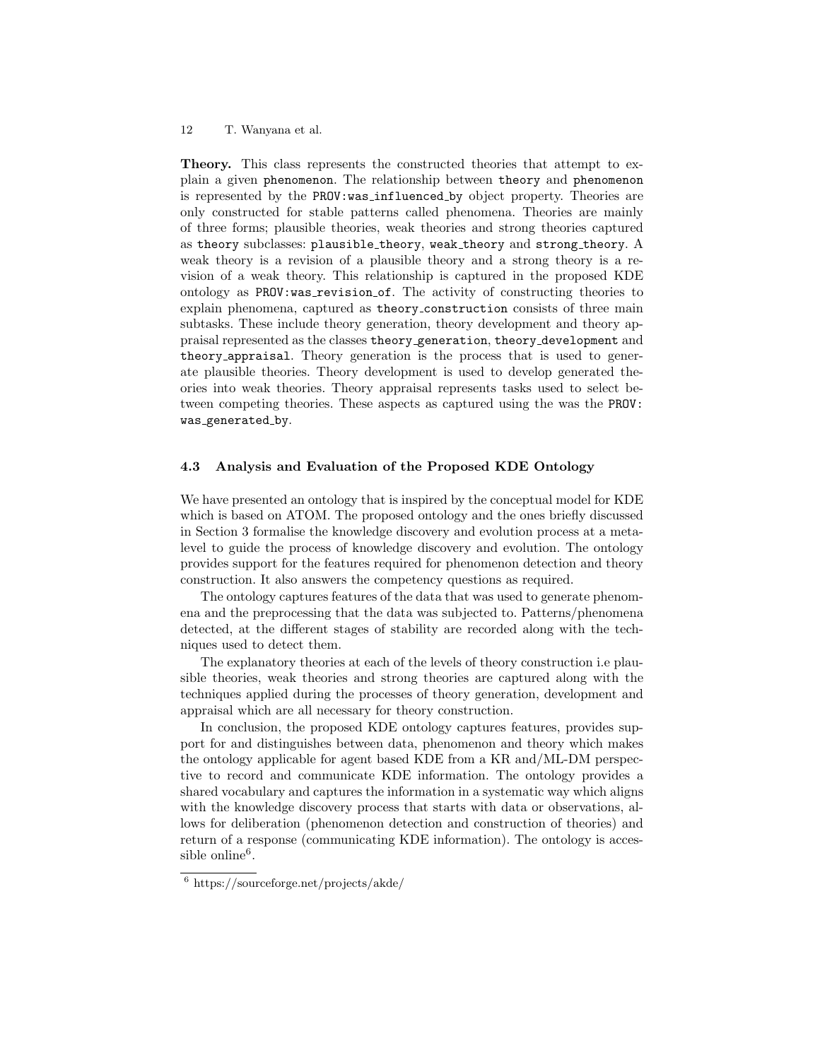**Theory.** This class represents the constructed theories that attempt to explain a given `phenomenon`. The relationship between `theory` and `phenomenon` is represented by the `PROV:was_influenced_by` object property. Theories are only constructed for stable patterns called phenomena. Theories are mainly of three forms; plausible theories, weak theories and strong theories captured as `theory` subclasses: `plausible_theory`, `weak_theory` and `strong_theory`. A weak theory is a revision of a plausible theory and a strong theory is a revision of a weak theory. This relationship is captured in the proposed KDE ontology as `PROV:was_revision_of`. The activity of constructing theories to explain phenomena, captured as `theory_construction` consists of three main subtasks. These include theory generation, theory development and theory appraisal represented as the classes `theory_generation`, `theory_development` and `theory_appraisal`. Theory generation is the process that is used to generate plausible theories. Theory development is used to develop generated theories into weak theories. Theory appraisal represents tasks used to select between competing theories. These aspects as captured using the was the `PROV: was_generated_by`.

### 4.3 Analysis and Evaluation of the Proposed KDE Ontology

We have presented an ontology that is inspired by the conceptual model for KDE which is based on ATOM. The proposed ontology and the ones briefly discussed in Section 3 formalise the knowledge discovery and evolution process at a meta-level to guide the process of knowledge discovery and evolution. The ontology provides support for the features required for phenomenon detection and theory construction. It also answers the competency questions as required.

The ontology captures features of the data that was used to generate phenomena and the preprocessing that the data was subjected to. Patterns/phenomena detected, at the different stages of stability are recorded along with the techniques used to detect them.

The explanatory theories at each of the levels of theory construction i.e plausible theories, weak theories and strong theories are captured along with the techniques applied during the processes of theory generation, development and appraisal which are all necessary for theory construction.

In conclusion, the proposed KDE ontology captures features, provides support for and distinguishes between data, phenomenon and theory which makes the ontology applicable for agent based KDE from a KR and/ML-DM perspective to record and communicate KDE information. The ontology provides a shared vocabulary and captures the information in a systematic way which aligns with the knowledge discovery process that starts with data or observations, allows for deliberation (phenomenon detection and construction of theories) and return of a response (communicating KDE information). The ontology is accessible online[6].

[6] https://sourceforge.net/projects/akde/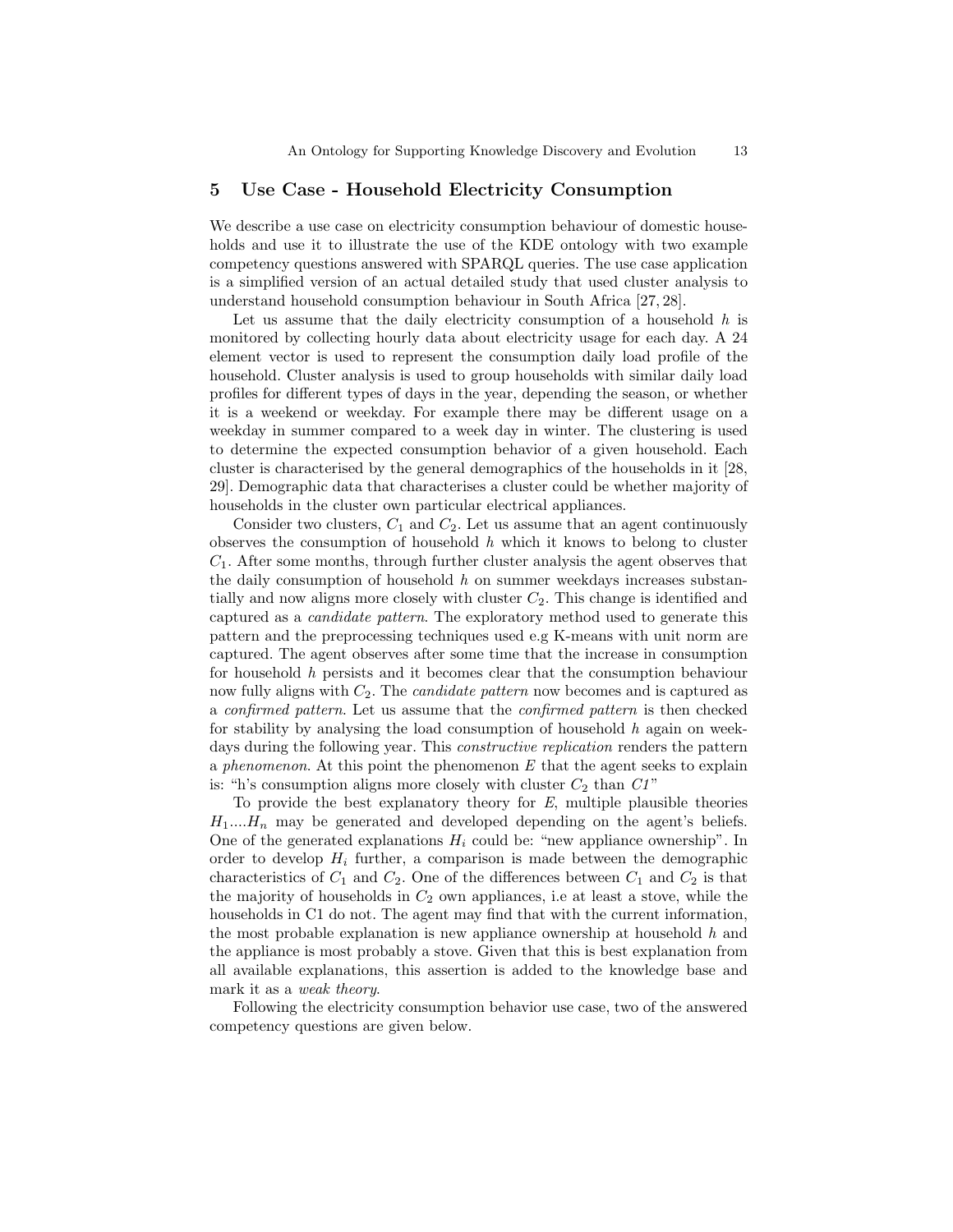## 5 Use Case - Household Electricity Consumption

We describe a use case on electricity consumption behaviour of domestic households and use it to illustrate the use of the KDE ontology with two example competency questions answered with SPARQL queries. The use case application is a simplified version of an actual detailed study that used cluster analysis to understand household consumption behaviour in South Africa [27, 28].

Let us assume that the daily electricity consumption of a household $h$ is monitored by collecting hourly data about electricity usage for each day. A 24 element vector is used to represent the consumption daily load profile of the household. Cluster analysis is used to group households with similar daily load profiles for different types of days in the year, depending the season, or whether it is a weekend or weekday. For example there may be different usage on a weekday in summer compared to a week day in winter. The clustering is used to determine the expected consumption behavior of a given household. Each cluster is characterised by the general demographics of the households in it [28, 29]. Demographic data that characterises a cluster could be whether majority of households in the cluster own particular electrical appliances.

Consider two clusters, $C_1$ and $C_2$. Let us assume that an agent continuously observes the consumption of household $h$ which it knows to belong to cluster $C_1$. After some months, through further cluster analysis the agent observes that the daily consumption of household $h$ on summer weekdays increases substantially and now aligns more closely with cluster $C_2$. This change is identified and captured as a *candidate pattern*. The exploratory method used to generate this pattern and the preprocessing techniques used e.g K-means with unit norm are captured. The agent observes after some time that the increase in consumption for household $h$ persists and it becomes clear that the consumption behaviour now fully aligns with $C_2$. The *candidate pattern* now becomes and is captured as a *confirmed pattern*. Let us assume that the *confirmed pattern* is then checked for stability by analysing the load consumption of household $h$ again on weekdays during the following year. This *constructive replication* renders the pattern a *phenomenon*. At this point the phenomenon $E$ that the agent seeks to explain is: "h's consumption aligns more closely with cluster $C_2$ than *C1*"

To provide the best explanatory theory for $E$, multiple plausible theories $H_1 .... H_n$ may be generated and developed depending on the agent's beliefs. One of the generated explanations $H_i$ could be: "new appliance ownership". In order to develop $H_i$ further, a comparison is made between the demographic characteristics of $C_1$ and $C_2$. One of the differences between $C_1$ and $C_2$ is that the majority of households in $C_2$ own appliances, i.e at least a stove, while the households in C1 do not. The agent may find that with the current information, the most probable explanation is new appliance ownership at household $h$ and the appliance is most probably a stove. Given that this is best explanation from all available explanations, this assertion is added to the knowledge base and mark it as a *weak theory*.

Following the electricity consumption behavior use case, two of the answered competency questions are given below.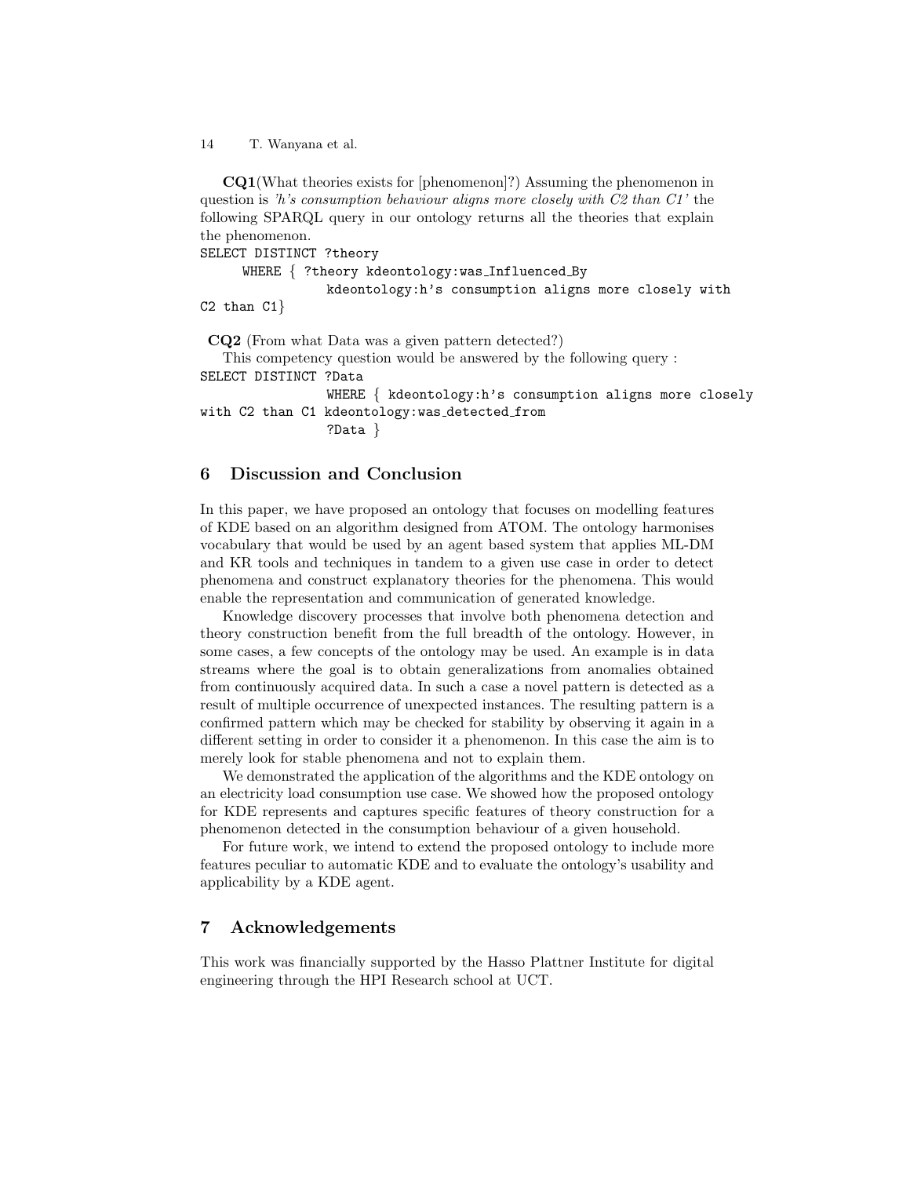**CQ1**(What theories exists for [phenomenon]?) Assuming the phenomenon in question is *'h's consumption behaviour aligns more closely with C2 than C1'* the following SPARQL query in our ontology returns all the theories that explain the phenomenon.

```
SELECT DISTINCT ?theory
     WHERE { ?theory kdeontology:was_Influenced_By
                kdeontology:h's consumption aligns more closely with
C2 than C1}
```

**CQ2** (From what Data was a given pattern detected?)

This competency question would be answered by the following query :

```
SELECT DISTINCT ?Data
                WHERE { kdeontology:h's consumption aligns more closely
with C2 than C1 kdeontology:was_detected_from
                ?Data }
```

## 6 Discussion and Conclusion

In this paper, we have proposed an ontology that focuses on modelling features of KDE based on an algorithm designed from ATOM. The ontology harmonises vocabulary that would be used by an agent based system that applies ML-DM and KR tools and techniques in tandem to a given use case in order to detect phenomena and construct explanatory theories for the phenomena. This would enable the representation and communication of generated knowledge.

Knowledge discovery processes that involve both phenomena detection and theory construction benefit from the full breadth of the ontology. However, in some cases, a few concepts of the ontology may be used. An example is in data streams where the goal is to obtain generalizations from anomalies obtained from continuously acquired data. In such a case a novel pattern is detected as a result of multiple occurrence of unexpected instances. The resulting pattern is a confirmed pattern which may be checked for stability by observing it again in a different setting in order to consider it a phenomenon. In this case the aim is to merely look for stable phenomena and not to explain them.

We demonstrated the application of the algorithms and the KDE ontology on an electricity load consumption use case. We showed how the proposed ontology for KDE represents and captures specific features of theory construction for a phenomenon detected in the consumption behaviour of a given household.

For future work, we intend to extend the proposed ontology to include more features peculiar to automatic KDE and to evaluate the ontology's usability and applicability by a KDE agent.

## 7 Acknowledgements

This work was financially supported by the Hasso Plattner Institute for digital engineering through the HPI Research school at UCT.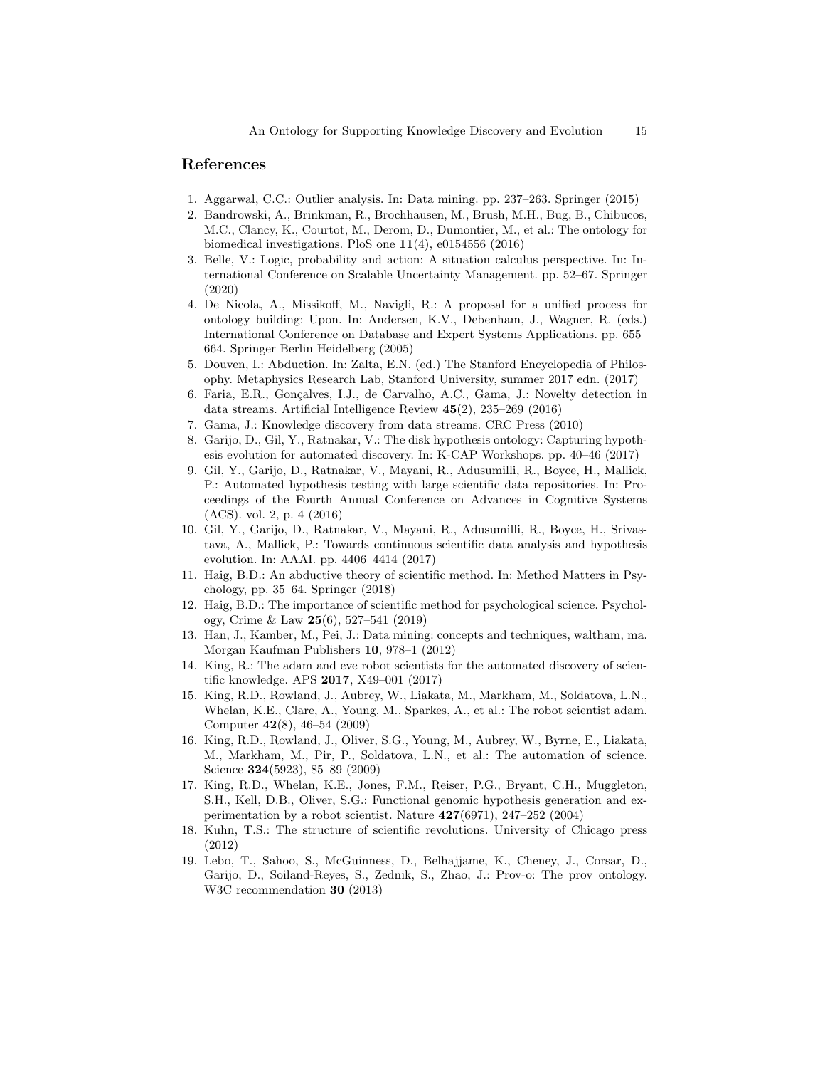## References

1. Aggarwal, C.C.: Outlier analysis. In: Data mining. pp. 237–263. Springer (2015)
2. Bandrowski, A., Brinkman, R., Brochhausen, M., Brush, M.H., Bug, B., Chibucos, M.C., Clancy, K., Courtot, M., Derom, D., Dumontier, M., et al.: The ontology for biomedical investigations. PloS one **11**(4), e0154556 (2016)
3. Belle, V.: Logic, probability and action: A situation calculus perspective. In: International Conference on Scalable Uncertainty Management. pp. 52–67. Springer (2020)
4. De Nicola, A., Missikoff, M., Navigli, R.: A proposal for a unified process for ontology building: Upon. In: Andersen, K.V., Debenham, J., Wagner, R. (eds.) International Conference on Database and Expert Systems Applications. pp. 655–664. Springer Berlin Heidelberg (2005)
5. Douven, I.: Abduction. In: Zalta, E.N. (ed.) The Stanford Encyclopedia of Philosophy. Metaphysics Research Lab, Stanford University, summer 2017 edn. (2017)
6. Faria, E.R., Gonçalves, I.J., de Carvalho, A.C., Gama, J.: Novelty detection in data streams. Artificial Intelligence Review **45**(2), 235–269 (2016)
7. Gama, J.: Knowledge discovery from data streams. CRC Press (2010)
8. Garijo, D., Gil, Y., Ratnakar, V.: The disk hypothesis ontology: Capturing hypothesis evolution for automated discovery. In: K-CAP Workshops. pp. 40–46 (2017)
9. Gil, Y., Garijo, D., Ratnakar, V., Mayani, R., Adusumilli, R., Boyce, H., Mallick, P.: Automated hypothesis testing with large scientific data repositories. In: Proceedings of the Fourth Annual Conference on Advances in Cognitive Systems (ACS). vol. 2, p. 4 (2016)
10. Gil, Y., Garijo, D., Ratnakar, V., Mayani, R., Adusumilli, R., Boyce, H., Srivastava, A., Mallick, P.: Towards continuous scientific data analysis and hypothesis evolution. In: AAAI. pp. 4406–4414 (2017)
11. Haig, B.D.: An abductive theory of scientific method. In: Method Matters in Psychology, pp. 35–64. Springer (2018)
12. Haig, B.D.: The importance of scientific method for psychological science. Psychology, Crime & Law **25**(6), 527–541 (2019)
13. Han, J., Kamber, M., Pei, J.: Data mining: concepts and techniques, waltham, ma. Morgan Kaufman Publishers **10**, 978–1 (2012)
14. King, R.: The adam and eve robot scientists for the automated discovery of scientific knowledge. APS **2017**, X49–001 (2017)
15. King, R.D., Rowland, J., Aubrey, W., Liakata, M., Markham, M., Soldatova, L.N., Whelan, K.E., Clare, A., Young, M., Sparkes, A., et al.: The robot scientist adam. Computer **42**(8), 46–54 (2009)
16. King, R.D., Rowland, J., Oliver, S.G., Young, M., Aubrey, W., Byrne, E., Liakata, M., Markham, M., Pir, P., Soldatova, L.N., et al.: The automation of science. Science **324**(5923), 85–89 (2009)
17. King, R.D., Whelan, K.E., Jones, F.M., Reiser, P.G., Bryant, C.H., Muggleton, S.H., Kell, D.B., Oliver, S.G.: Functional genomic hypothesis generation and experimentation by a robot scientist. Nature **427**(6971), 247–252 (2004)
18. Kuhn, T.S.: The structure of scientific revolutions. University of Chicago press (2012)
19. Lebo, T., Sahoo, S., McGuinness, D., Belhajjame, K., Cheney, J., Corsar, D., Garijo, D., Soiland-Reyes, S., Zednik, S., Zhao, J.: Prov-o: The prov ontology. W3C recommendation **30** (2013)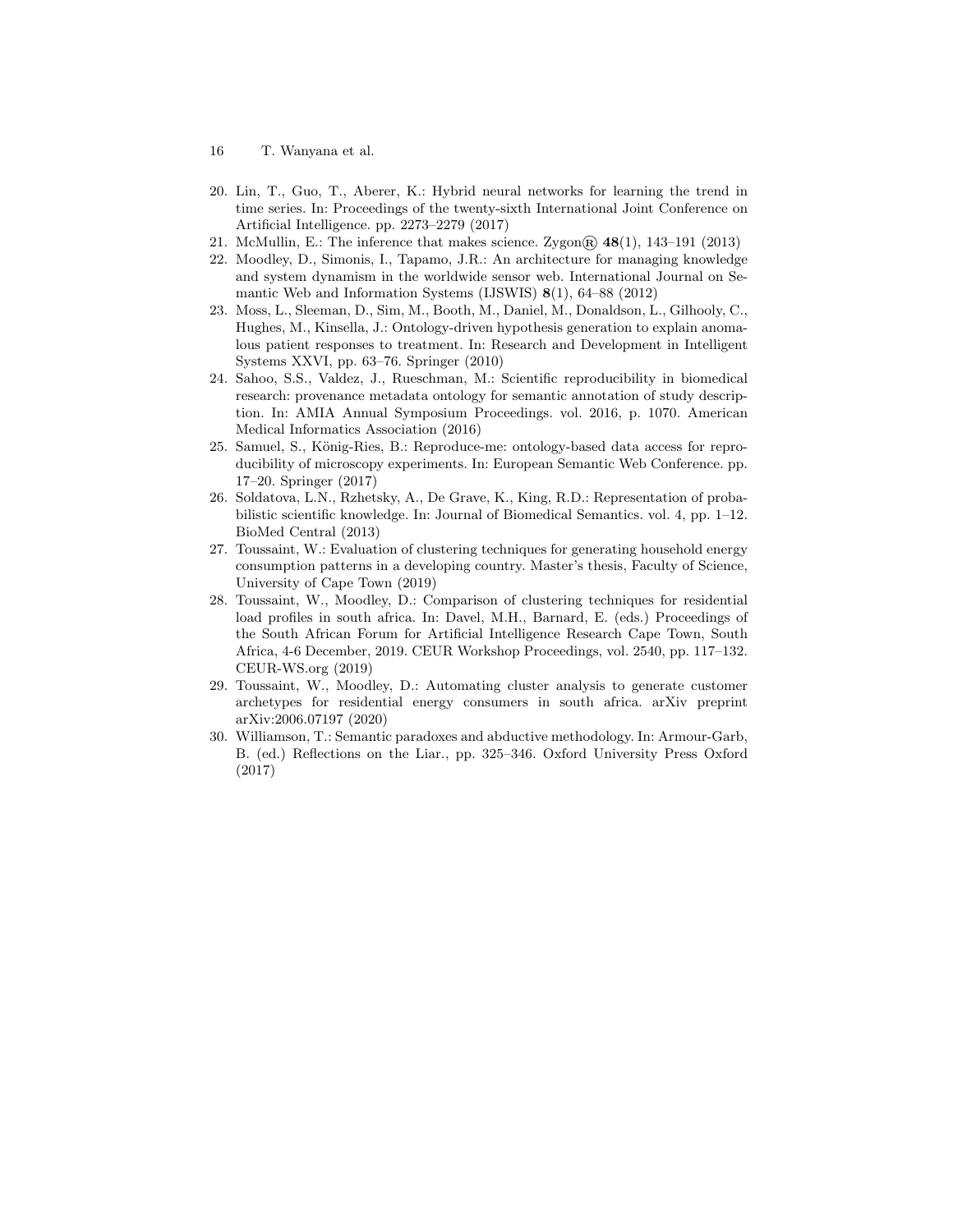20. Lin, T., Guo, T., Aberer, K.: Hybrid neural networks for learning the trend in time series. In: Proceedings of the twenty-sixth International Joint Conference on Artificial Intelligence. pp. 2273–2279 (2017)
21. McMullin, E.: The inference that makes science. Zygon® **48**(1), 143–191 (2013)
22. Moodley, D., Simonis, I., Tapamo, J.R.: An architecture for managing knowledge and system dynamism in the worldwide sensor web. International Journal on Semantic Web and Information Systems (IJSWIS) **8**(1), 64–88 (2012)
23. Moss, L., Sleeman, D., Sim, M., Booth, M., Daniel, M., Donaldson, L., Gilhooly, C., Hughes, M., Kinsella, J.: Ontology-driven hypothesis generation to explain anomalous patient responses to treatment. In: Research and Development in Intelligent Systems XXVI, pp. 63–76. Springer (2010)
24. Sahoo, S.S., Valdez, J., Rueschman, M.: Scientific reproducibility in biomedical research: provenance metadata ontology for semantic annotation of study description. In: AMIA Annual Symposium Proceedings. vol. 2016, p. 1070. American Medical Informatics Association (2016)
25. Samuel, S., König-Ries, B.: Reproduce-me: ontology-based data access for reproducibility of microscopy experiments. In: European Semantic Web Conference. pp. 17–20. Springer (2017)
26. Soldatova, L.N., Rzhetsky, A., De Grave, K., King, R.D.: Representation of probabilistic scientific knowledge. In: Journal of Biomedical Semantics. vol. 4, pp. 1–12. BioMed Central (2013)
27. Toussaint, W.: Evaluation of clustering techniques for generating household energy consumption patterns in a developing country. Master's thesis, Faculty of Science, University of Cape Town (2019)
28. Toussaint, W., Moodley, D.: Comparison of clustering techniques for residential load profiles in south africa. In: Davel, M.H., Barnard, E. (eds.) Proceedings of the South African Forum for Artificial Intelligence Research Cape Town, South Africa, 4-6 December, 2019. CEUR Workshop Proceedings, vol. 2540, pp. 117–132. CEUR-WS.org (2019)
29. Toussaint, W., Moodley, D.: Automating cluster analysis to generate customer archetypes for residential energy consumers in south africa. arXiv preprint arXiv:2006.07197 (2020)
30. Williamson, T.: Semantic paradoxes and abductive methodology. In: Armour-Garb, B. (ed.) Reflections on the Liar., pp. 325–346. Oxford University Press Oxford (2017)